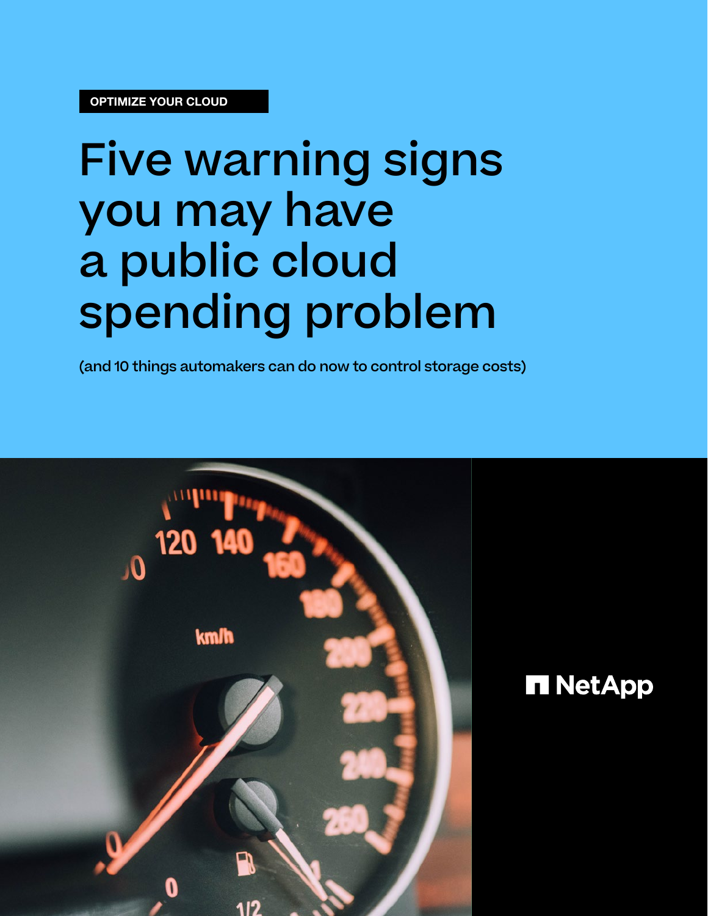OPTIMIZE YOUR CLOUD

# Five warning signs you may have a public cloud spending problem

(and 10 things automakers can do now to control storage costs)

NetApp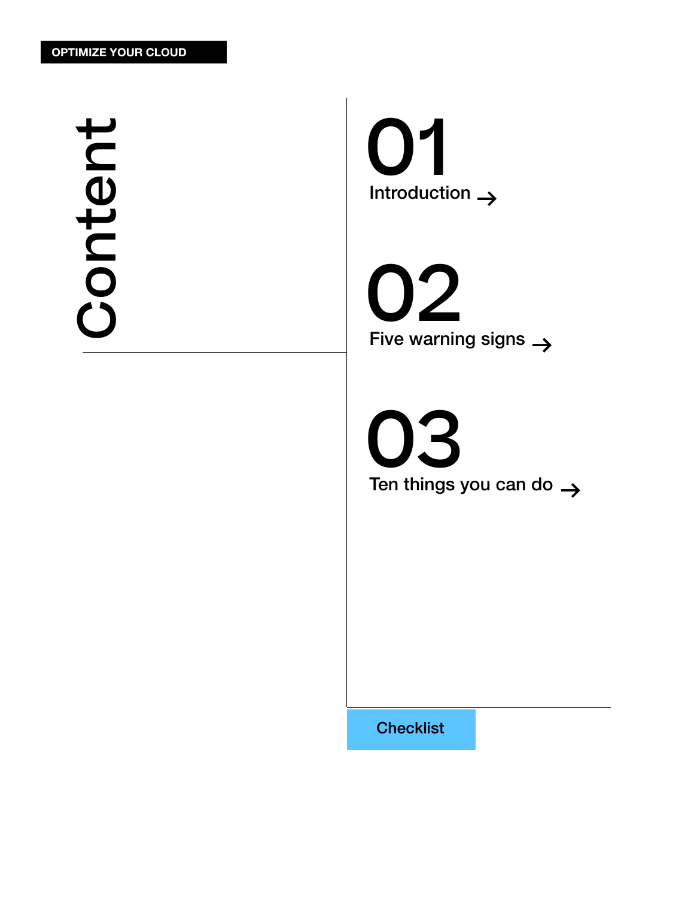OPTIMIZE YOUR CLOUD

# Content

## 01
Introduction →

## 02
Five warning signs →

## 03
Ten things you can do →

Checklist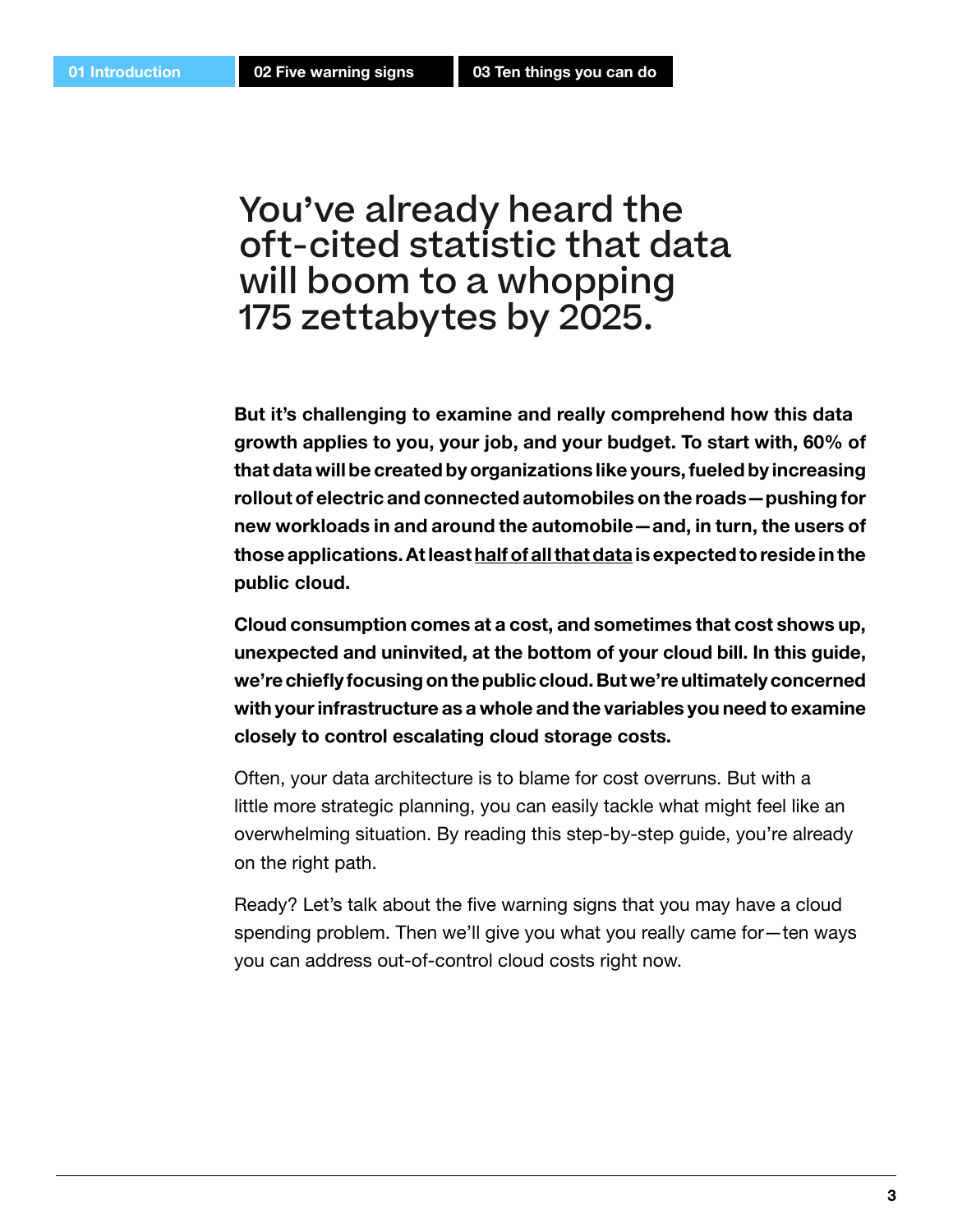# You've already heard the oft-cited statistic that data will boom to a whopping 175 zettabytes by 2025.

**But it's challenging to examine and really comprehend how this data growth applies to you, your job, and your budget. To start with, 60% of that data will be created by organizations like yours, fueled by increasing rollout of electric and connected automobiles on the roads—pushing for new workloads in and around the automobile—and, in turn, the users of those applications. At least half of all that data is expected to reside in the public cloud.**

**Cloud consumption comes at a cost, and sometimes that cost shows up, unexpected and uninvited, at the bottom of your cloud bill. In this guide, we're chiefly focusing on the public cloud. But we're ultimately concerned with your infrastructure as a whole and the variables you need to examine closely to control escalating cloud storage costs.**

Often, your data architecture is to blame for cost overruns. But with a little more strategic planning, you can easily tackle what might feel like an overwhelming situation. By reading this step-by-step guide, you're already on the right path.

Ready? Let's talk about the five warning signs that you may have a cloud spending problem. Then we'll give you what you really came for—ten ways you can address out-of-control cloud costs right now.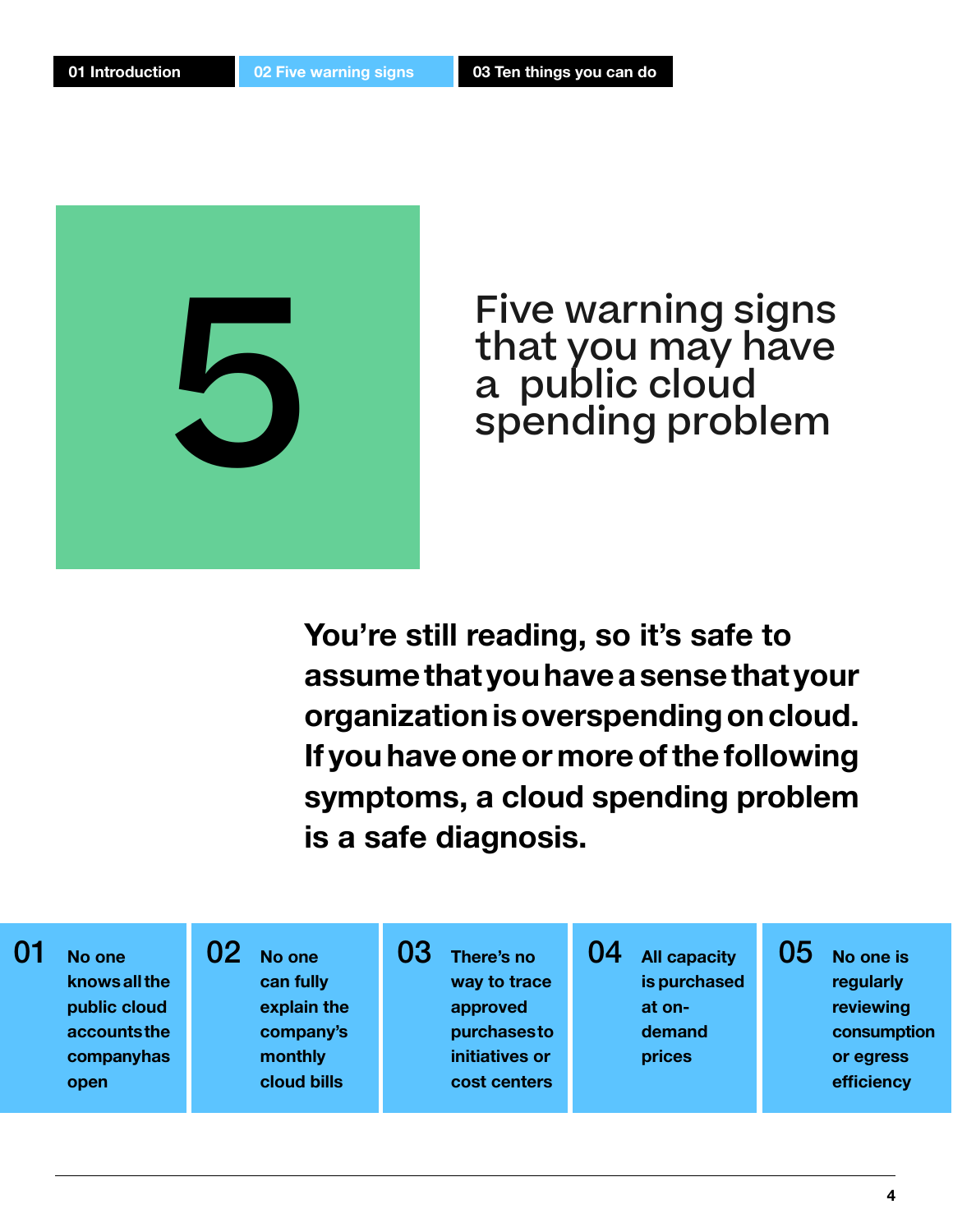01 Introduction | 02 Five warning signs | 03 Ten things you can do

# 5

# Five warning signs that you may have a public cloud spending problem

**You're still reading, so it's safe to assume that you have a sense that your organization is overspending on cloud. If you have one or more of the following symptoms, a cloud spending problem is a safe diagnosis.**

**01** No one knows all the public cloud accounts the company has open

**02** No one can fully explain the company's monthly cloud bills

**03** There's no way to trace approved purchases to initiatives or cost centers

**04** All capacity is purchased at on-demand prices

**05** No one is regularly reviewing consumption or egress efficiency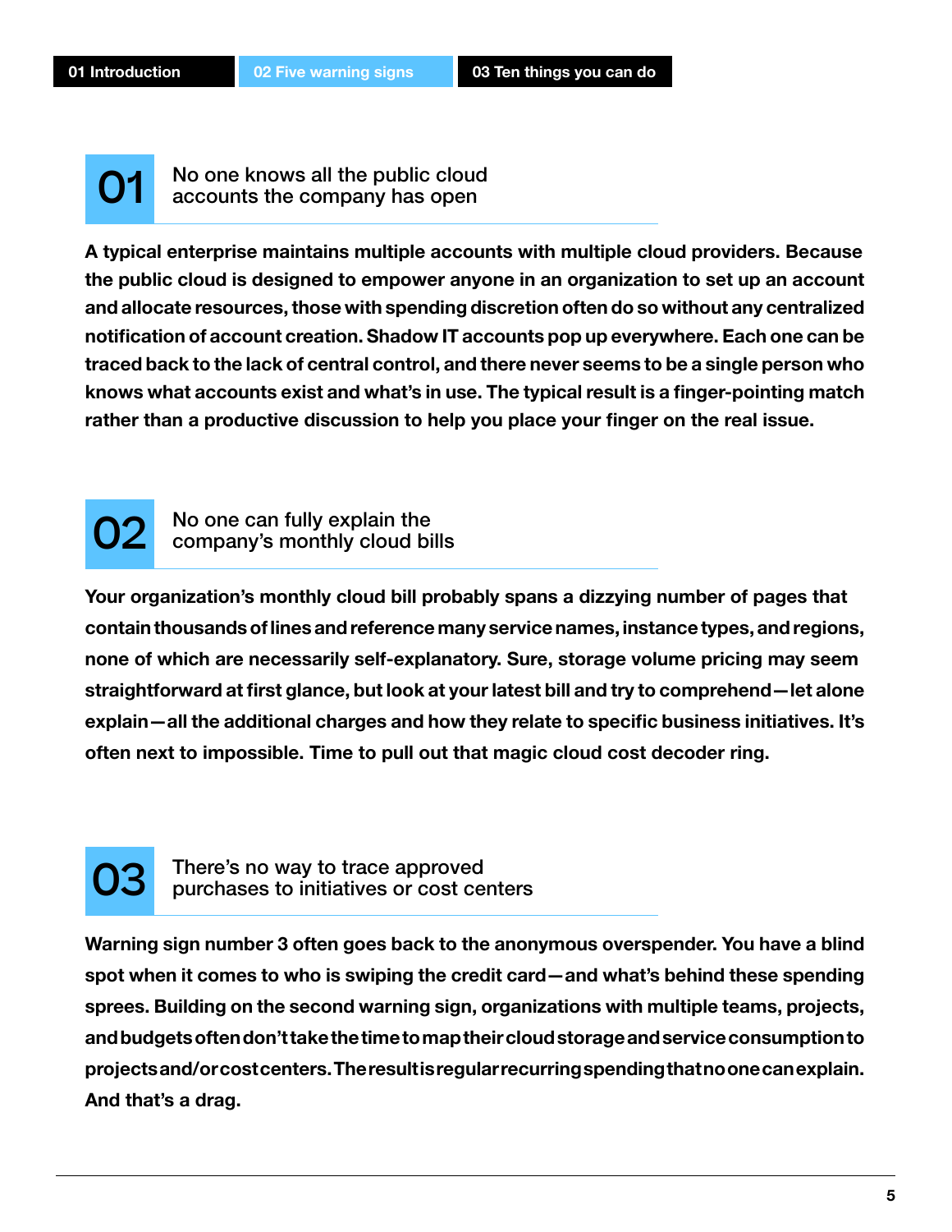## 01 No one knows all the public cloud accounts the company has open

**A typical enterprise maintains multiple accounts with multiple cloud providers. Because the public cloud is designed to empower anyone in an organization to set up an account and allocate resources, those with spending discretion often do so without any centralized notification of account creation. Shadow IT accounts pop up everywhere. Each one can be traced back to the lack of central control, and there never seems to be a single person who knows what accounts exist and what's in use. The typical result is a finger-pointing match rather than a productive discussion to help you place your finger on the real issue.**

## 02 No one can fully explain the company's monthly cloud bills

**Your organization's monthly cloud bill probably spans a dizzying number of pages that contain thousands of lines and reference many service names, instance types, and regions, none of which are necessarily self-explanatory. Sure, storage volume pricing may seem straightforward at first glance, but look at your latest bill and try to comprehend—let alone explain—all the additional charges and how they relate to specific business initiatives. It's often next to impossible. Time to pull out that magic cloud cost decoder ring.**

## 03 There's no way to trace approved purchases to initiatives or cost centers

**Warning sign number 3 often goes back to the anonymous overspender. You have a blind spot when it comes to who is swiping the credit card—and what's behind these spending sprees. Building on the second warning sign, organizations with multiple teams, projects, and budgets often don't take the time to map their cloud storage and service consumption to projects and/or cost centers. The result is regular recurring spending that no one can explain. And that's a drag.**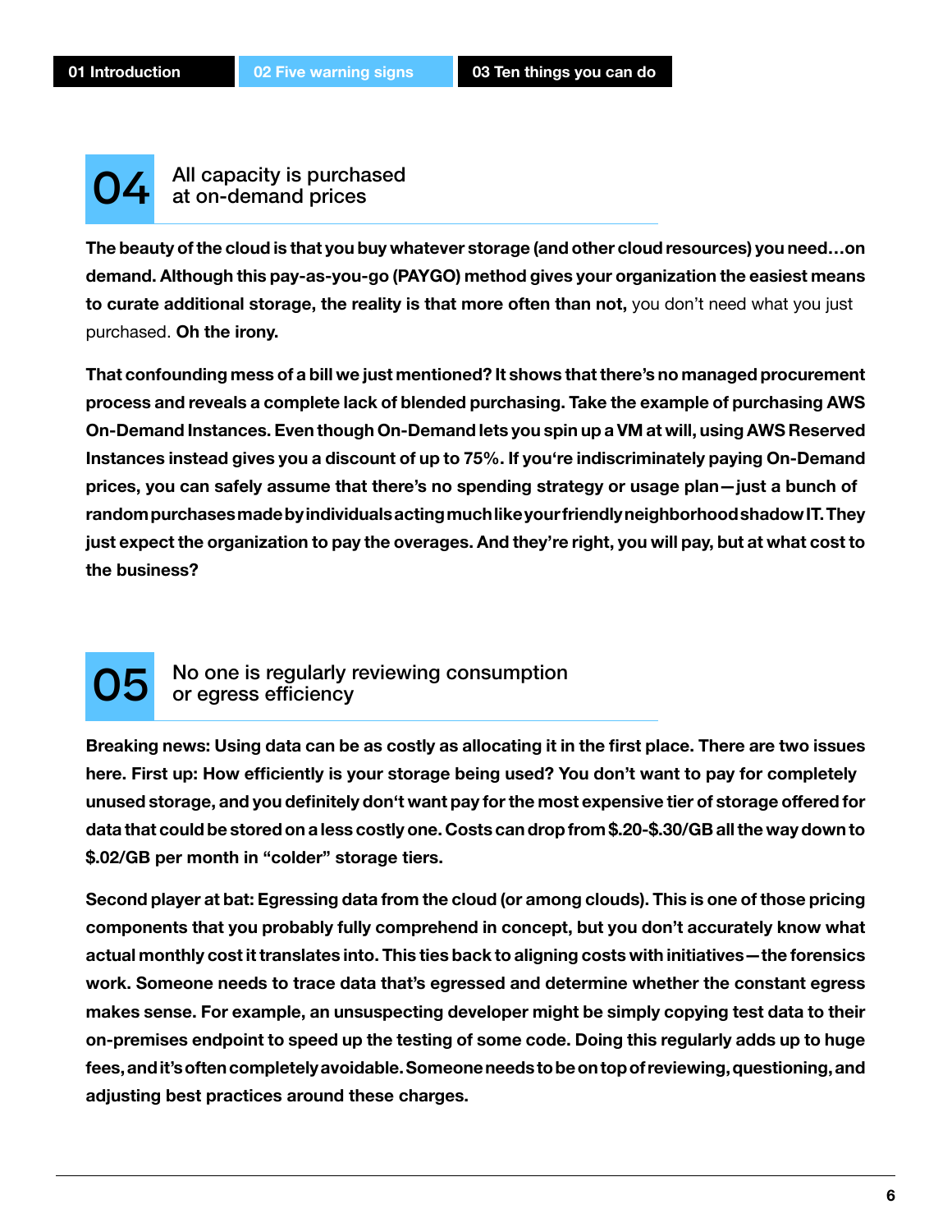## 04 All capacity is purchased at on-demand prices

**The beauty of the cloud is that you buy whatever storage (and other cloud resources) you need…on demand. Although this pay-as-you-go (PAYGO) method gives your organization the easiest means to curate additional storage, the reality is that more often than not,** you don't need what you just purchased. **Oh the irony.**

**That confounding mess of a bill we just mentioned? It shows that there's no managed procurement process and reveals a complete lack of blended purchasing. Take the example of purchasing AWS On-Demand Instances. Even though On-Demand lets you spin up a VM at will, using AWS Reserved Instances instead gives you a discount of up to 75%. If you're indiscriminately paying On-Demand prices, you can safely assume that there's no spending strategy or usage plan—just a bunch of random purchases made by individuals acting much like your friendly neighborhood shadow IT. They just expect the organization to pay the overages. And they're right, you will pay, but at what cost to the business?**

## 05 No one is regularly reviewing consumption or egress efficiency

**Breaking news: Using data can be as costly as allocating it in the first place. There are two issues here. First up: How efficiently is your storage being used? You don't want to pay for completely unused storage, and you definitely don't want pay for the most expensive tier of storage offered for data that could be stored on a less costly one. Costs can drop from $.20-$.30/GB all the way down to $.02/GB per month in "colder" storage tiers.**

**Second player at bat: Egressing data from the cloud (or among clouds). This is one of those pricing components that you probably fully comprehend in concept, but you don't accurately know what actual monthly cost it translates into. This ties back to aligning costs with initiatives—the forensics work. Someone needs to trace data that's egressed and determine whether the constant egress makes sense. For example, an unsuspecting developer might be simply copying test data to their on-premises endpoint to speed up the testing of some code. Doing this regularly adds up to huge fees, and it's often completely avoidable. Someone needs to be on top of reviewing, questioning, and adjusting best practices around these charges.**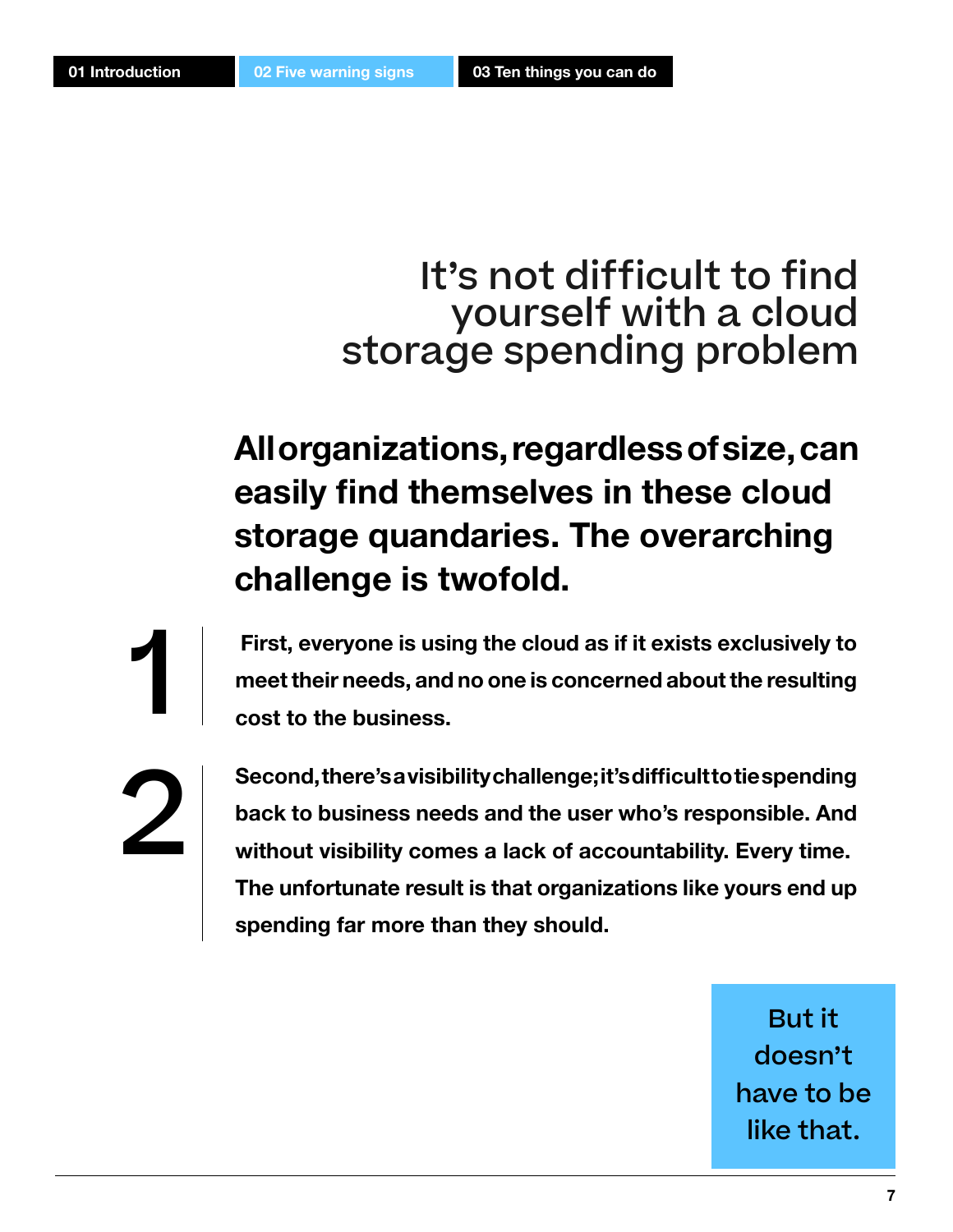# It's not difficult to find yourself with a cloud storage spending problem

**All organizations, regardless of size, can easily find themselves in these cloud storage quandaries. The overarching challenge is twofold.**

1. **First, everyone is using the cloud as if it exists exclusively to meet their needs, and no one is concerned about the resulting cost to the business.**

2. **Second, there's a visibility challenge; it's difficult to tie spending back to business needs and the user who's responsible. And without visibility comes a lack of accountability. Every time. The unfortunate result is that organizations like yours end up spending far more than they should.**

But it doesn't have to be like that.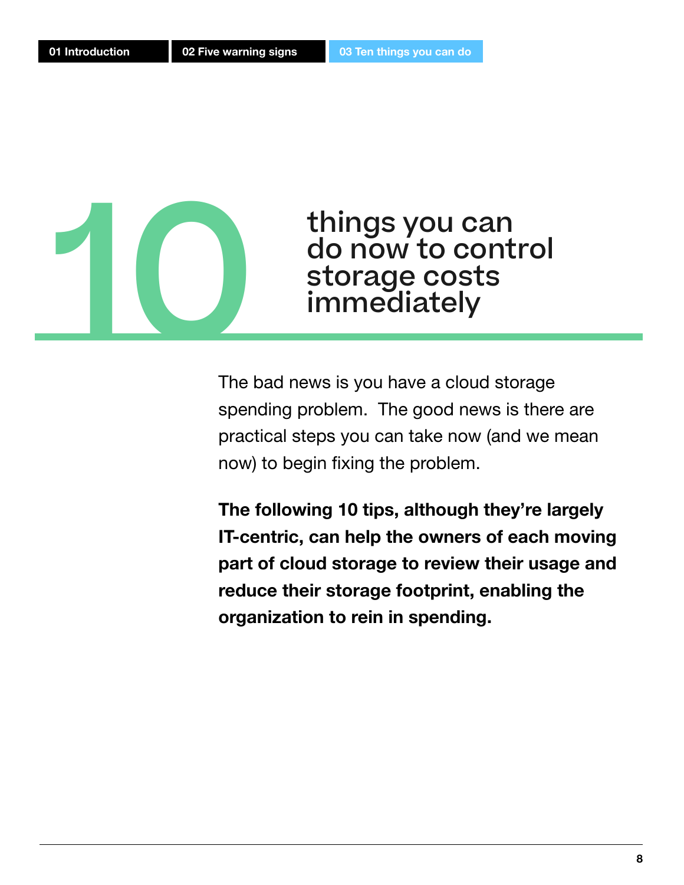# 10 things you can do now to control storage costs immediately

The bad news is you have a cloud storage spending problem. The good news is there are practical steps you can take now (and we mean now) to begin fixing the problem.

**The following 10 tips, although they're largely IT-centric, can help the owners of each moving part of cloud storage to review their usage and reduce their storage footprint, enabling the organization to rein in spending.**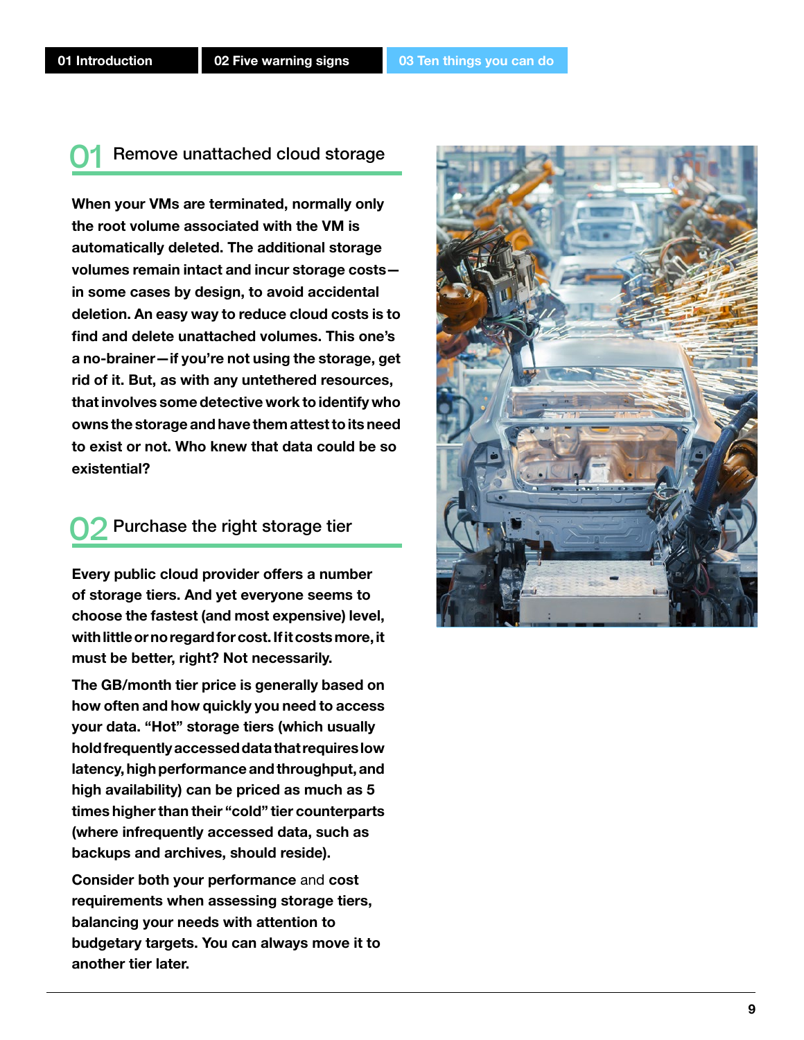## 01 Remove unattached cloud storage

When your VMs are terminated, normally only the root volume associated with the VM is automatically deleted. The additional storage volumes remain intact and incur storage costs—in some cases by design, to avoid accidental deletion. An easy way to reduce cloud costs is to find and delete unattached volumes. This one's a no-brainer—if you're not using the storage, get rid of it. But, as with any untethered resources, that involves some detective work to identify who owns the storage and have them attest to its need to exist or not. Who knew that data could be so existential?

## 02 Purchase the right storage tier

Every public cloud provider offers a number of storage tiers. And yet everyone seems to choose the fastest (and most expensive) level, with little or no regard for cost. If it costs more, it must be better, right? Not necessarily.

The GB/month tier price is generally based on how often and how quickly you need to access your data. "Hot" storage tiers (which usually hold frequently accessed data that requires low latency, high performance and throughput, and high availability) can be priced as much as 5 times higher than their "cold" tier counterparts (where infrequently accessed data, such as backups and archives, should reside).

Consider both your performance and cost requirements when assessing storage tiers, balancing your needs with attention to budgetary targets. You can always move it to another tier later.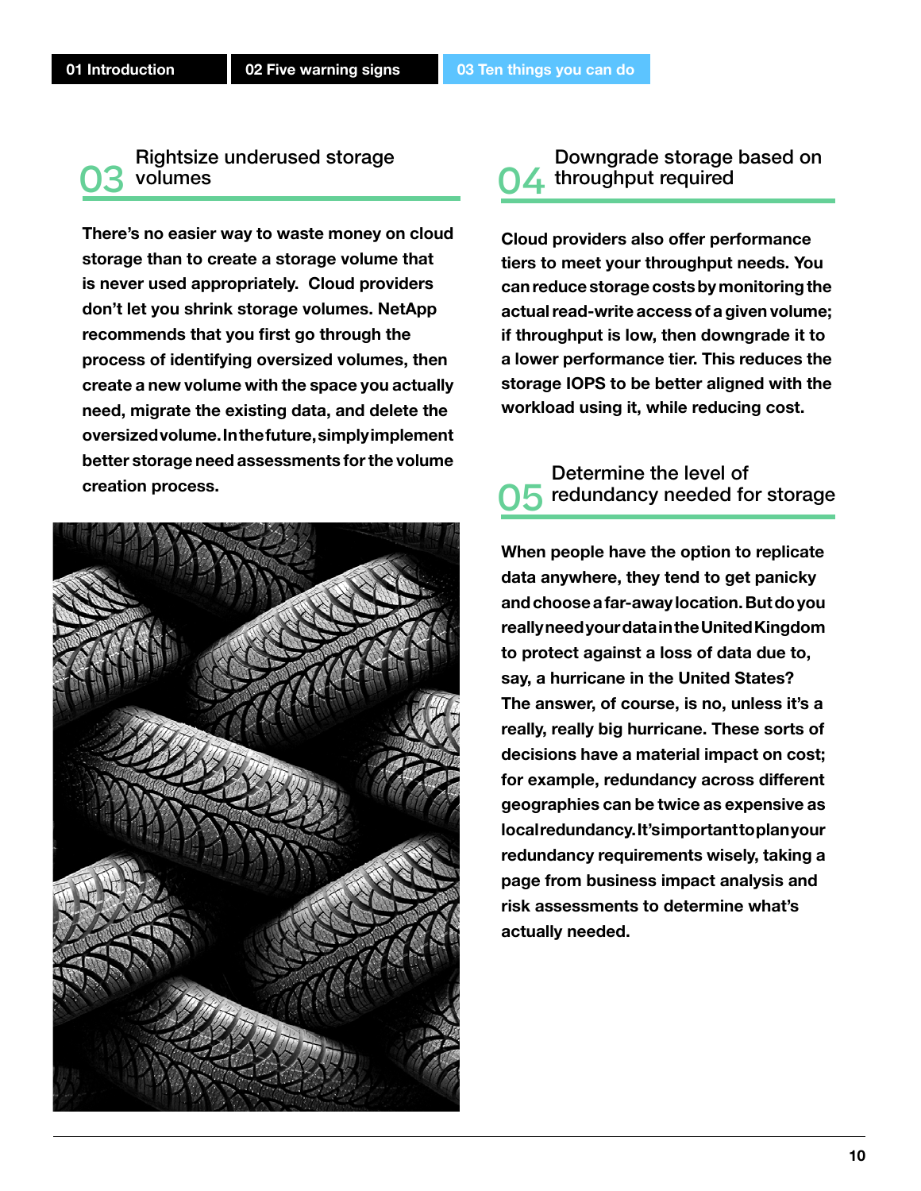## 03 Rightsize underused storage volumes

**There's no easier way to waste money on cloud storage than to create a storage volume that is never used appropriately. Cloud providers don't let you shrink storage volumes. NetApp recommends that you first go through the process of identifying oversized volumes, then create a new volume with the space you actually need, migrate the existing data, and delete the oversized volume. In the future, simply implement better storage need assessments for the volume creation process.**

## 04 Downgrade storage based on throughput required

**Cloud providers also offer performance tiers to meet your throughput needs. You can reduce storage costs by monitoring the actual read-write access of a given volume; if throughput is low, then downgrade it to a lower performance tier. This reduces the storage IOPS to be better aligned with the workload using it, while reducing cost.**

## 05 Determine the level of redundancy needed for storage

**When people have the option to replicate data anywhere, they tend to get panicky and choose a far-away location. But do you really need your data in the United Kingdom to protect against a loss of data due to, say, a hurricane in the United States? The answer, of course, is no, unless it's a really, really big hurricane. These sorts of decisions have a material impact on cost; for example, redundancy across different geographies can be twice as expensive as local redundancy. It's important to plan your redundancy requirements wisely, taking a page from business impact analysis and risk assessments to determine what's actually needed.**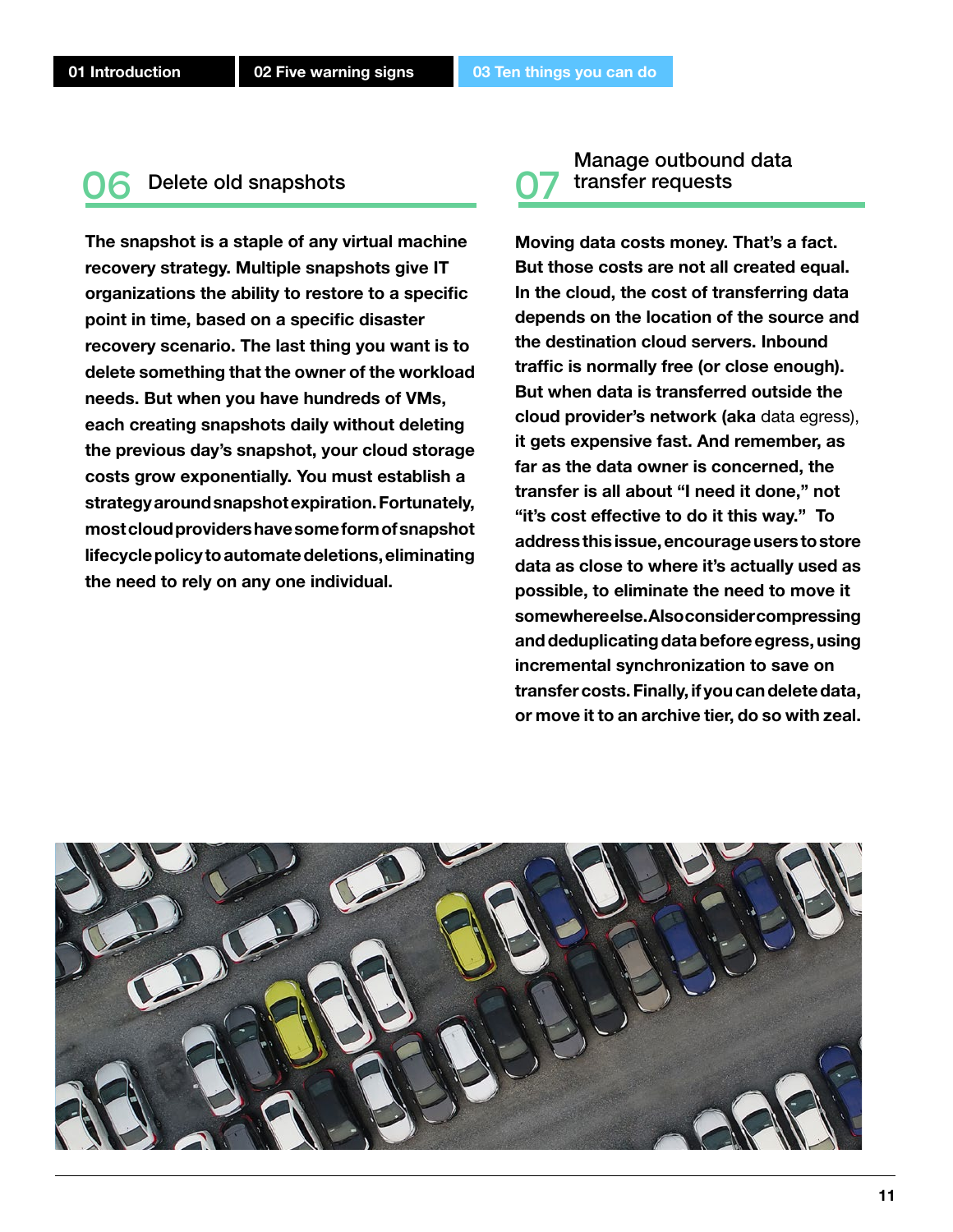## 06 Delete old snapshots

**The snapshot is a staple of any virtual machine recovery strategy. Multiple snapshots give IT organizations the ability to restore to a specific point in time, based on a specific disaster recovery scenario. The last thing you want is to delete something that the owner of the workload needs. But when you have hundreds of VMs, each creating snapshots daily without deleting the previous day's snapshot, your cloud storage costs grow exponentially. You must establish a strategy around snapshot expiration. Fortunately, most cloud providers have some form of snapshot lifecycle policy to automate deletions, eliminating the need to rely on any one individual.**

## 07 Manage outbound data transfer requests

**Moving data costs money. That's a fact. But those costs are not all created equal. In the cloud, the cost of transferring data depends on the location of the source and the destination cloud servers. Inbound traffic is normally free (or close enough). But when data is transferred outside the cloud provider's network (aka** data egress), **it gets expensive fast. And remember, as far as the data owner is concerned, the transfer is all about "I need it done," not "it's cost effective to do it this way." To address this issue, encourage users to store data as close to where it's actually used as possible, to eliminate the need to move it somewhere else. Also consider compressing and deduplicating data before egress, using incremental synchronization to save on transfer costs. Finally, if you can delete data, or move it to an archive tier, do so with zeal.**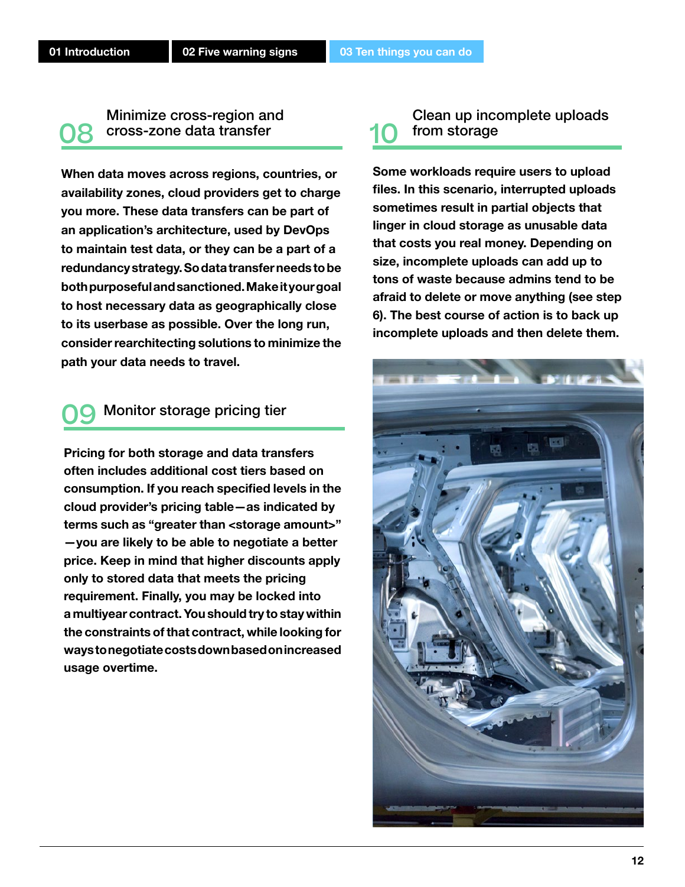## 08 Minimize cross-region and cross-zone data transfer

**When data moves across regions, countries, or availability zones, cloud providers get to charge you more. These data transfers can be part of an application's architecture, used by DevOps to maintain test data, or they can be a part of a redundancy strategy. So data transfer needs to be both purposeful and sanctioned. Make it your goal to host necessary data as geographically close to its userbase as possible. Over the long run, consider rearchitecting solutions to minimize the path your data needs to travel.**

## 09 Monitor storage pricing tier

**Pricing for both storage and data transfers often includes additional cost tiers based on consumption. If you reach specified levels in the cloud provider's pricing table—as indicated by terms such as "greater than <storage amount>" —you are likely to be able to negotiate a better price. Keep in mind that higher discounts apply only to stored data that meets the pricing requirement. Finally, you may be locked into a multiyear contract. You should try to stay within the constraints of that contract, while looking for ways to negotiate costs down based on increased usage overtime.**

## 10 Clean up incomplete uploads from storage

**Some workloads require users to upload files. In this scenario, interrupted uploads sometimes result in partial objects that linger in cloud storage as unusable data that costs you real money. Depending on size, incomplete uploads can add up to tons of waste because admins tend to be afraid to delete or move anything (see step 6). The best course of action is to back up incomplete uploads and then delete them.**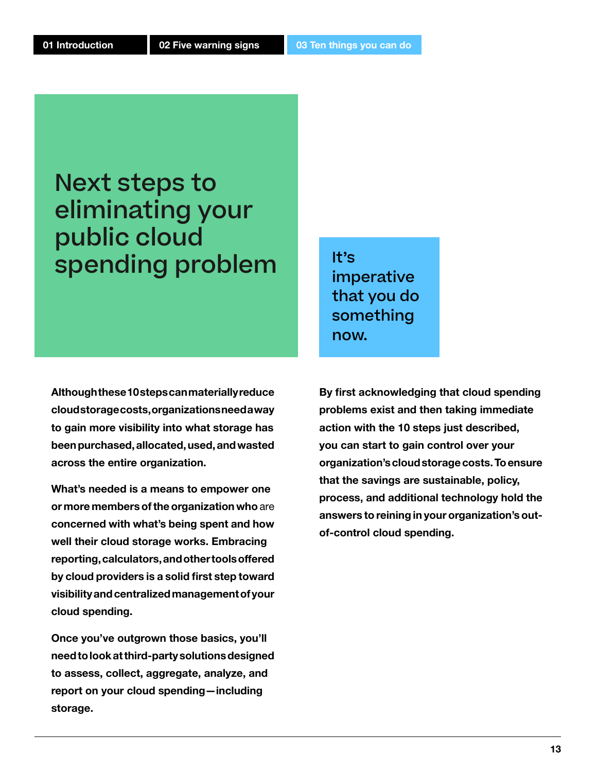# Next steps to eliminating your public cloud spending problem

**It's imperative that you do something now.**

**Although these 10 steps can materially reduce cloud storage costs, organizations need a way to gain more visibility into what storage has been purchased, allocated, used, and wasted across the entire organization.**

**What's needed is a means to empower one or more members of the organization who** are **concerned with what's being spent and how well their cloud storage works. Embracing reporting, calculators, and other tools offered by cloud providers is a solid first step toward visibility and centralized management of your cloud spending.**

**Once you've outgrown those basics, you'll need to look at third-party solutions designed to assess, collect, aggregate, analyze, and report on your cloud spending—including storage.**

**By first acknowledging that cloud spending problems exist and then taking immediate action with the 10 steps just described, you can start to gain control over your organization's cloud storage costs. To ensure that the savings are sustainable, policy, process, and additional technology hold the answers to reining in your organization's out-of-control cloud spending.**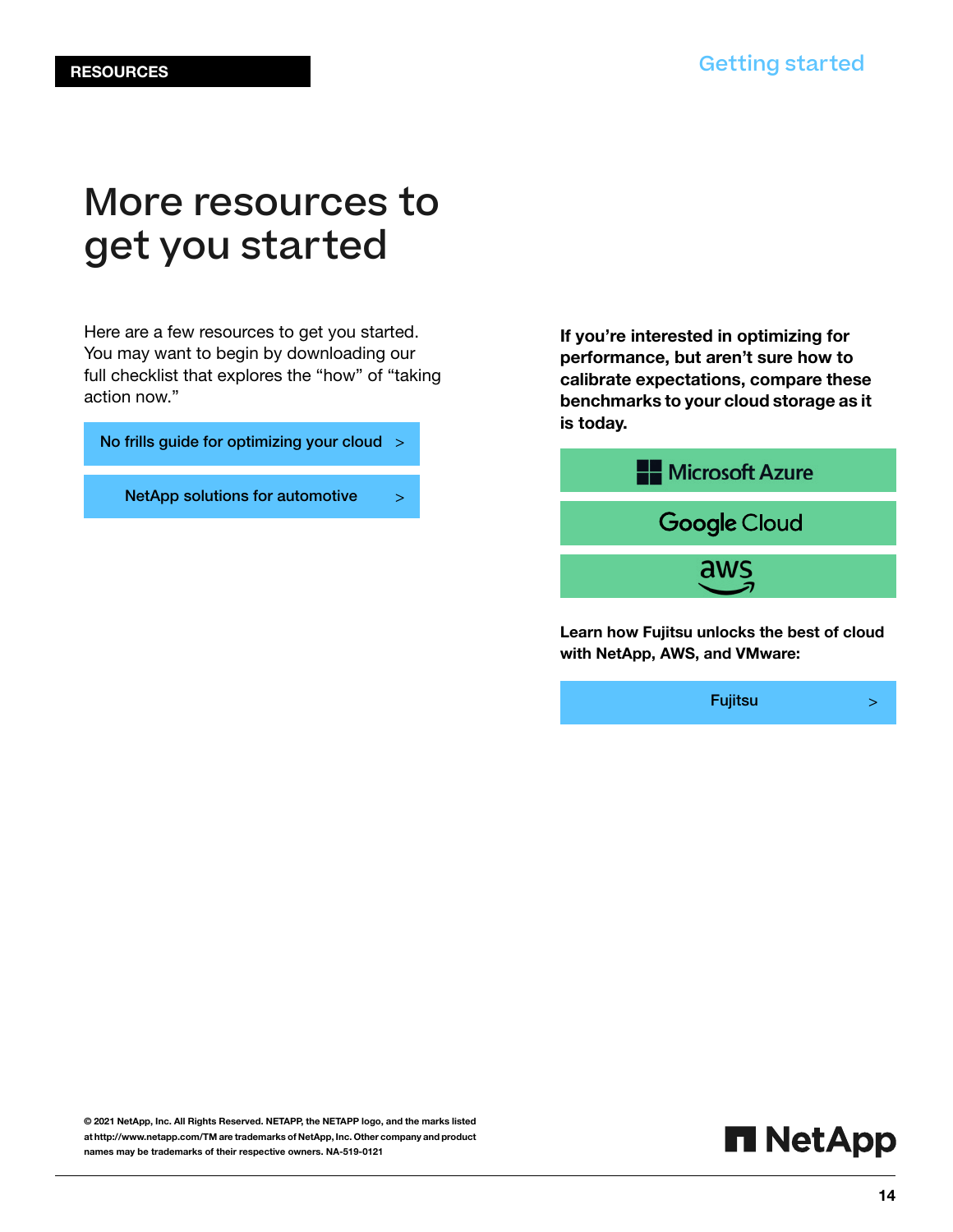RESOURCES

# More resources to get you started

Here are a few resources to get you started. You may want to begin by downloading our full checklist that explores the "how" of "taking action now."

No frills guide for optimizing your cloud >

NetApp solutions for automotive >

**If you're interested in optimizing for performance, but aren't sure how to calibrate expectations, compare these benchmarks to your cloud storage as it is today.**

Microsoft Azure

Google Cloud

aws

**Learn how Fujitsu unlocks the best of cloud with NetApp, AWS, and VMware:**

Fujitsu >

**© 2021 NetApp, Inc. All Rights Reserved. NETAPP, the NETAPP logo, and the marks listed at http://www.netapp.com/TM are trademarks of NetApp, Inc. Other company and product names may be trademarks of their respective owners. NA-519-0121**

NetApp